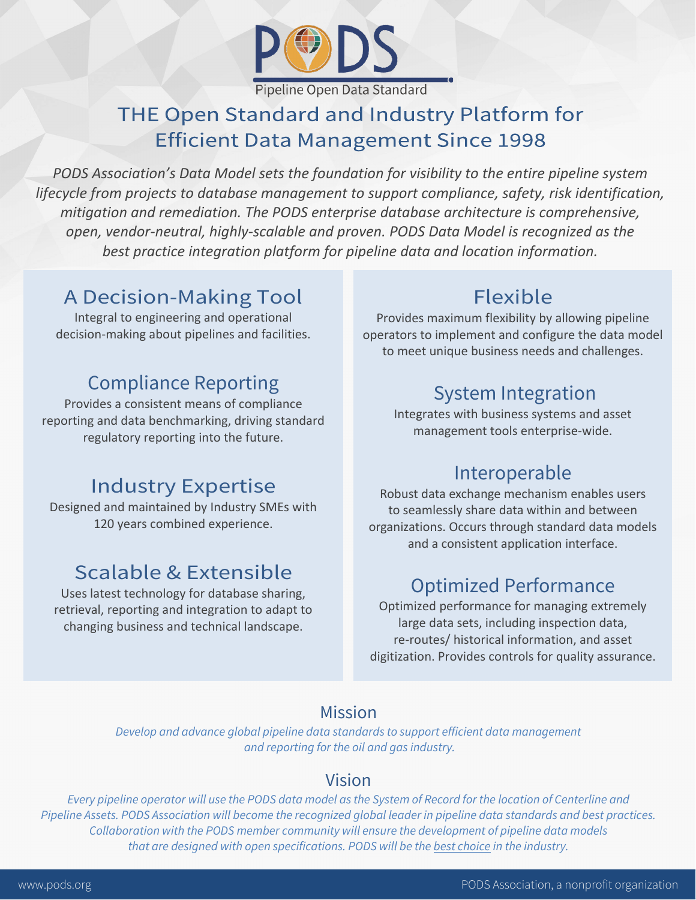# PODS

Pipeline Open Data Standard

## THE Open Standard and Industry Platform for Efficient Data Management Since 1998

*PODS Association's Data Model sets the foundation for visibility to the entire pipeline system lifecycle from projects to database management to support compliance, safety, risk identification, mitigation and remediation. The PODS enterprise database architecture is comprehensive, open, vendor-neutral, highly-scalable and proven. PODS Data Model is recognized as the best practice integration platform for pipeline data and location information.*

### A Decision-Making Tool

Integral to engineering and operational decision-making about pipelines and facilities.

### Compliance Reporting

Provides a consistent means of compliance reporting and data benchmarking, driving standard regulatory reporting into the future.

### Industry Expertise

Designed and maintained by Industry SMEs with 120 years combined experience.

### Scalable & Extensible

Uses latest technology for database sharing, retrieval, reporting and integration to adapt to changing business and technical landscape.

### Flexible

Provides maximum flexibility by allowing pipeline operators to implement and configure the data model to meet unique business needs and challenges.

### System Integration

Integrates with business systems and asset management tools enterprise-wide.

### Interoperable

Robust data exchange mechanism enables users to seamlessly share data within and between organizations. Occurs through standard data models and a consistent application interface.

### Optimized Performance

Optimized performance for managing extremely large data sets, including inspection data, re-routes/ historical information, and asset digitization. Provides controls for quality assurance.

### Mission

*Develop and advance global pipeline data standards to support efficient data management and reporting for the oil and gas industry.*

### Vision

*Every pipeline operator will use the PODS data model as the System of Record for the location of Centerline and Pipeline Assets. PODS Association will become the recognized global leader in pipeline data standards and best practices. Collaboration with the PODS member community will ensure the development of pipeline data models that are designed with open specifications. PODS will be the best choice in the industry.*

www.pods.org

PODS Association, a nonprofit organization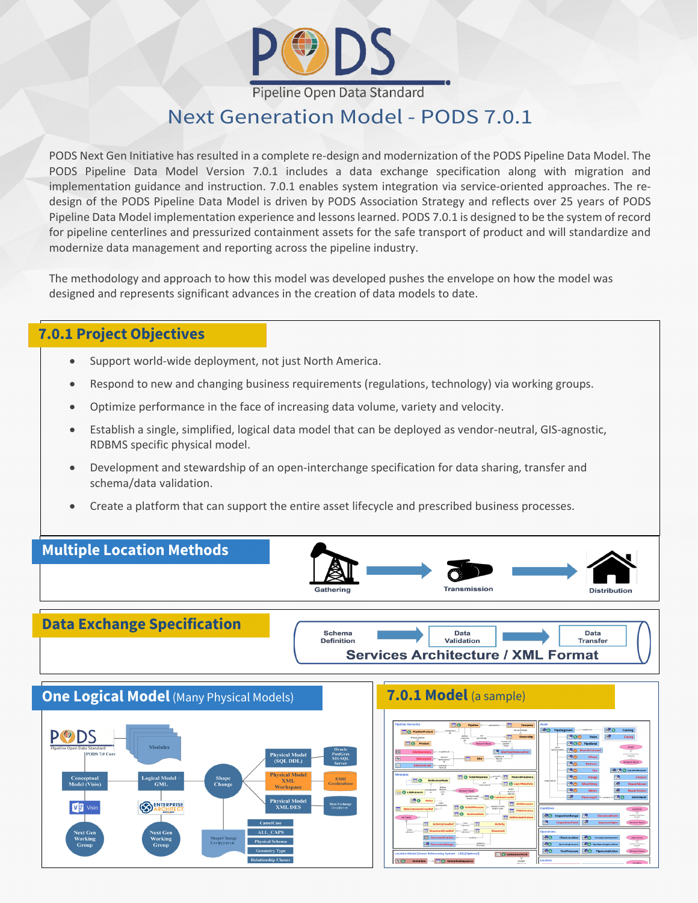# PODS

Pipeline Open Data Standard

## Next Generation Model - PODS 7.0.1

PODS Next Gen Initiative has resulted in a complete re-design and modernization of the PODS Pipeline Data Model. The PODS Pipeline Data Model Version 7.0.1 includes a data exchange specification along with migration and implementation guidance and instruction. 7.0.1 enables system integration via service-oriented approaches. The re-design of the PODS Pipeline Data Model is driven by PODS Association Strategy and reflects over 25 years of PODS Pipeline Data Model implementation experience and lessons learned. PODS 7.0.1 is designed to be the system of record for pipeline centerlines and pressurized containment assets for the safe transport of product and will standardize and modernize data management and reporting across the pipeline industry.

The methodology and approach to how this model was developed pushes the envelope on how the model was designed and represents significant advances in the creation of data models to date.

### 7.0.1 Project Objectives

- Support world-wide deployment, not just North America.
- Respond to new and changing business requirements (regulations, technology) via working groups.
- Optimize performance in the face of increasing data volume, variety and velocity.
- Establish a single, simplified, logical data model that can be deployed as vendor-neutral, GIS-agnostic, RDBMS specific physical model.
- Development and stewardship of an open-interchange specification for data sharing, transfer and schema/data validation.
- Create a platform that can support the entire asset lifecycle and prescribed business processes.

### Multiple Location Methods

Gathering

Transmission

Distribution

### Data Exchange Specification

Schema Definition

Data Validation

Data Transfer

Services Architecture / XML Format

### One Logical Model (Many Physical Models)

PODS

Pipeline Open Data Standard

PODS 7.0 Core

Modules

Conceptual Model (Visio)

Logical Model GML

Shape Change

Physical Model (SQL DDL)

Physical Model XML Workspace

Physical Model XML DES

Oracle PostGres MS-SQL Server

ESRI Geodatabase

Data Exchange Specification

Visio

ENTERPRISE ARCHITECT

Next Gen Working Group

Next Gen Working Group

ShapeChange Configuration

CamelCase

ALL CAPS

Physical Schema

Geometry Type

Relationship Classes

### 7.0.1 Model (a sample)